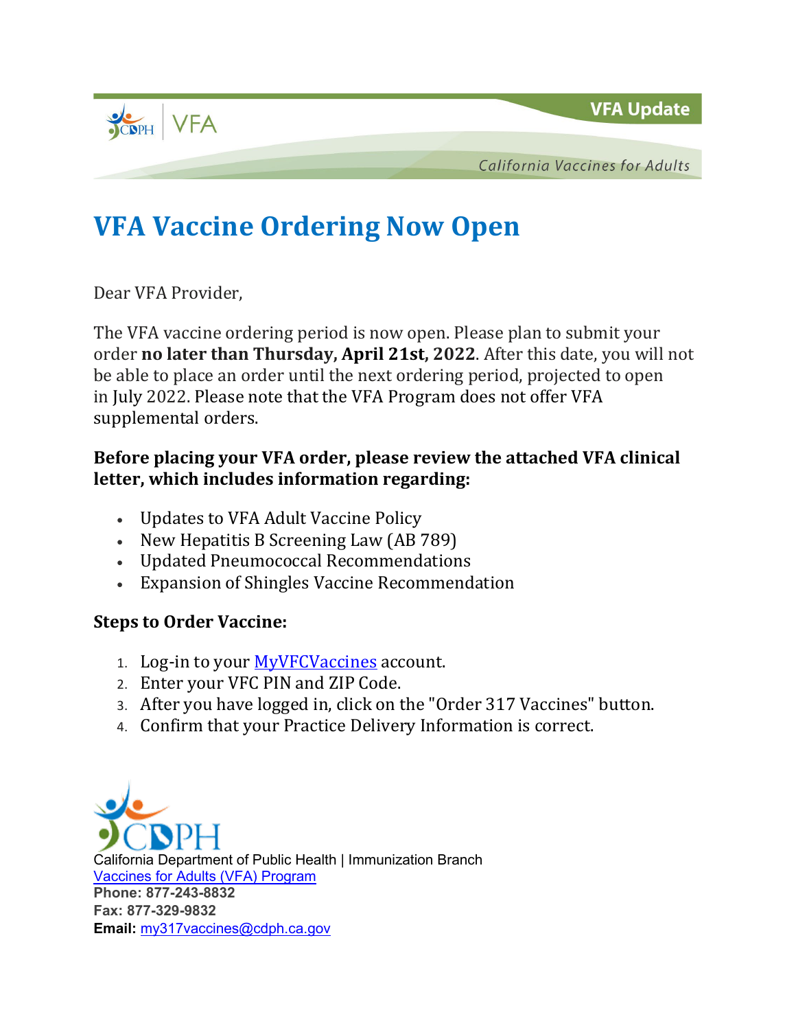VFA Update

California Vaccines for Adults

# VFA Vaccine Ordering Now Open

Dear VFA Provider,

The VFA vaccine ordering period is now open. Please plan to submit your order **no later than Thursday, April 21st, 2022**. After this date, you will not be able to place an order until the next ordering period, projected to open in July 2022. Please note that the VFA Program does not offer VFA supplemental orders.

**Before placing your VFA order, please review the attached VFA clinical letter, which includes information regarding:**

- Updates to VFA Adult Vaccine Policy
- New Hepatitis B Screening Law (AB 789)
- Updated Pneumococcal Recommendations
- Expansion of Shingles Vaccine Recommendation

**Steps to Order Vaccine:**

1. Log-in to your MyVFCVaccines account.
2. Enter your VFC PIN and ZIP Code.
3. After you have logged in, click on the "Order 317 Vaccines" button.
4. Confirm that your Practice Delivery Information is correct.

California Department of Public Health | Immunization Branch
Vaccines for Adults (VFA) Program
**Phone: 877-243-8832**
**Fax: 877-329-9832**
**Email:** my317vaccines@cdph.ca.gov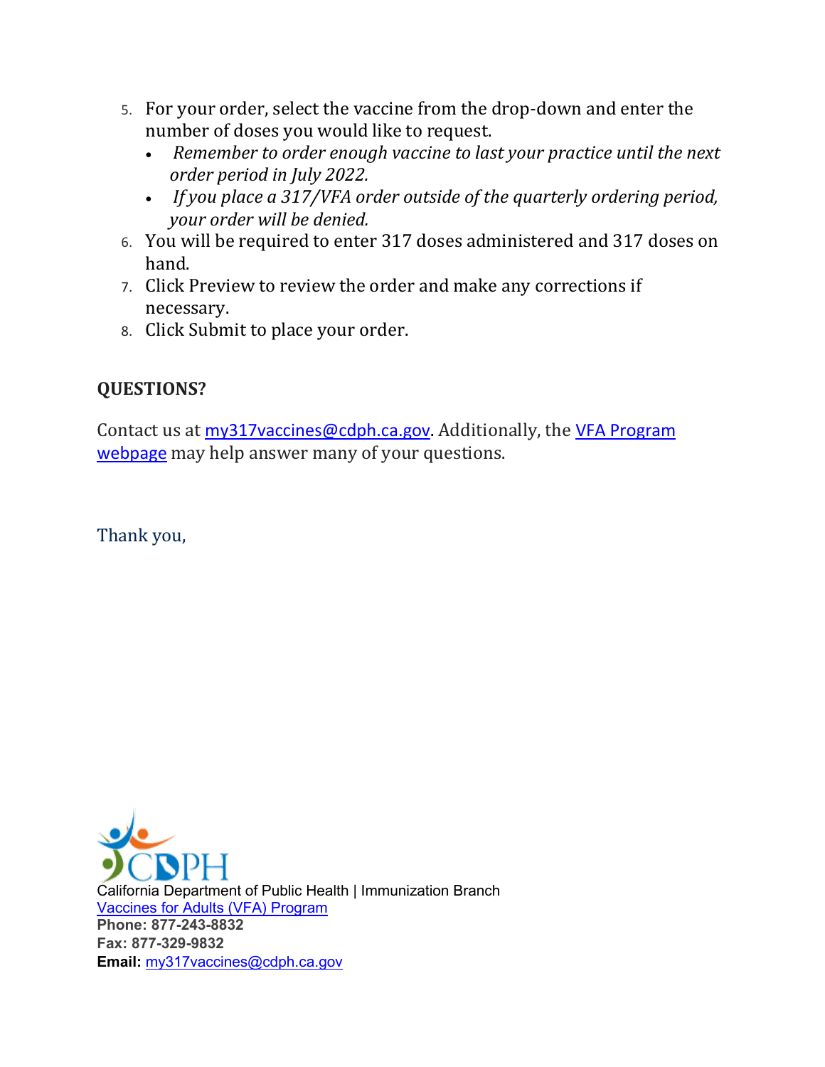5. For your order, select the vaccine from the drop-down and enter the number of doses you would like to request.
   - *Remember to order enough vaccine to last your practice until the next order period in July 2022.*
   - *If you place a 317/VFA order outside of the quarterly ordering period, your order will be denied.*
6. You will be required to enter 317 doses administered and 317 doses on hand.
7. Click Preview to review the order and make any corrections if necessary.
8. Click Submit to place your order.

**QUESTIONS?**

Contact us at my317vaccines@cdph.ca.gov. Additionally, the VFA Program webpage may help answer many of your questions.

Thank you,

CDPH

California Department of Public Health | Immunization Branch
Vaccines for Adults (VFA) Program
**Phone:** 877-243-8832
**Fax:** 877-329-9832
**Email:** my317vaccines@cdph.ca.gov